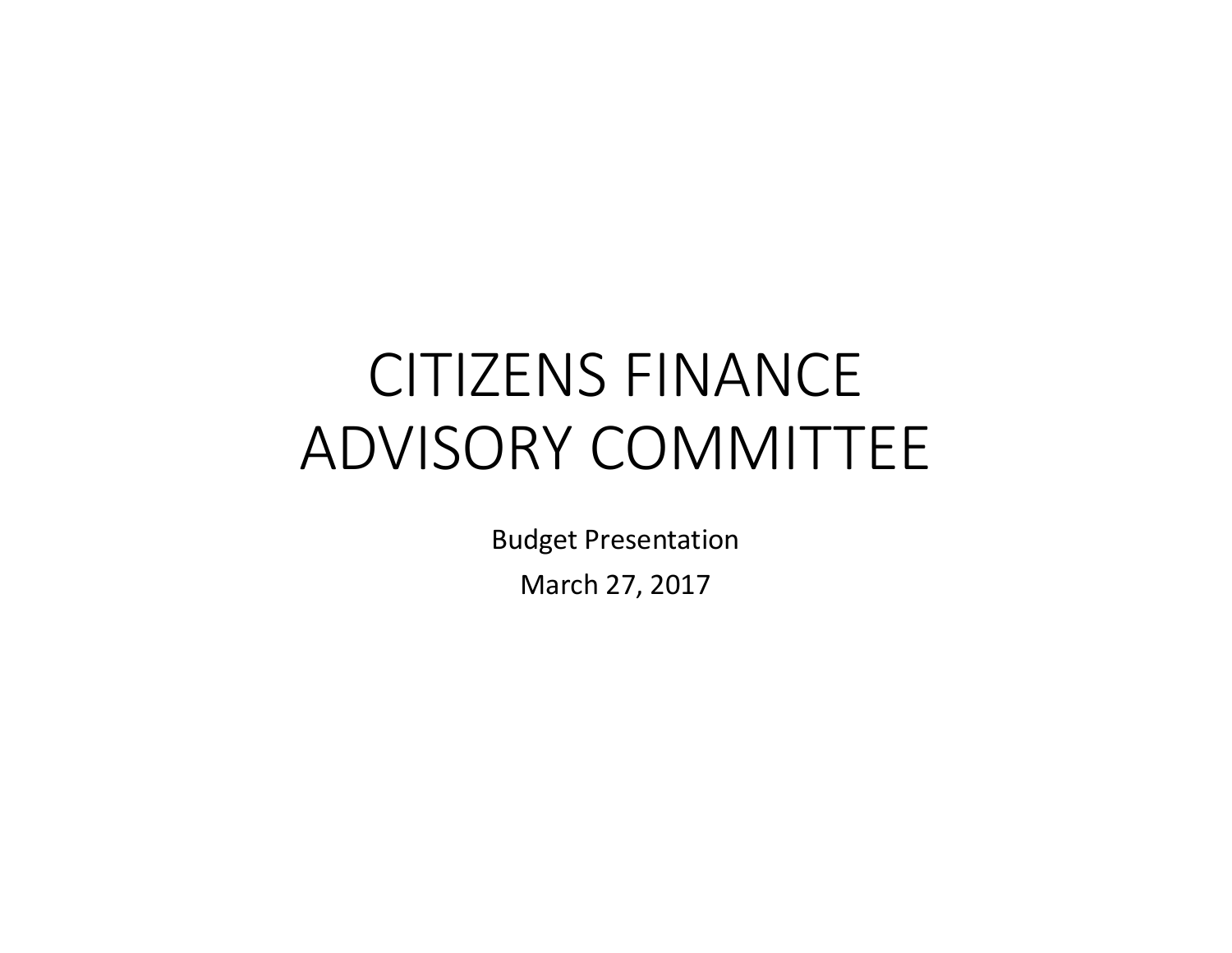# CITIZENS FINANCE ADVISORY COMMITTEE

Budget Presentation

March 27, 2017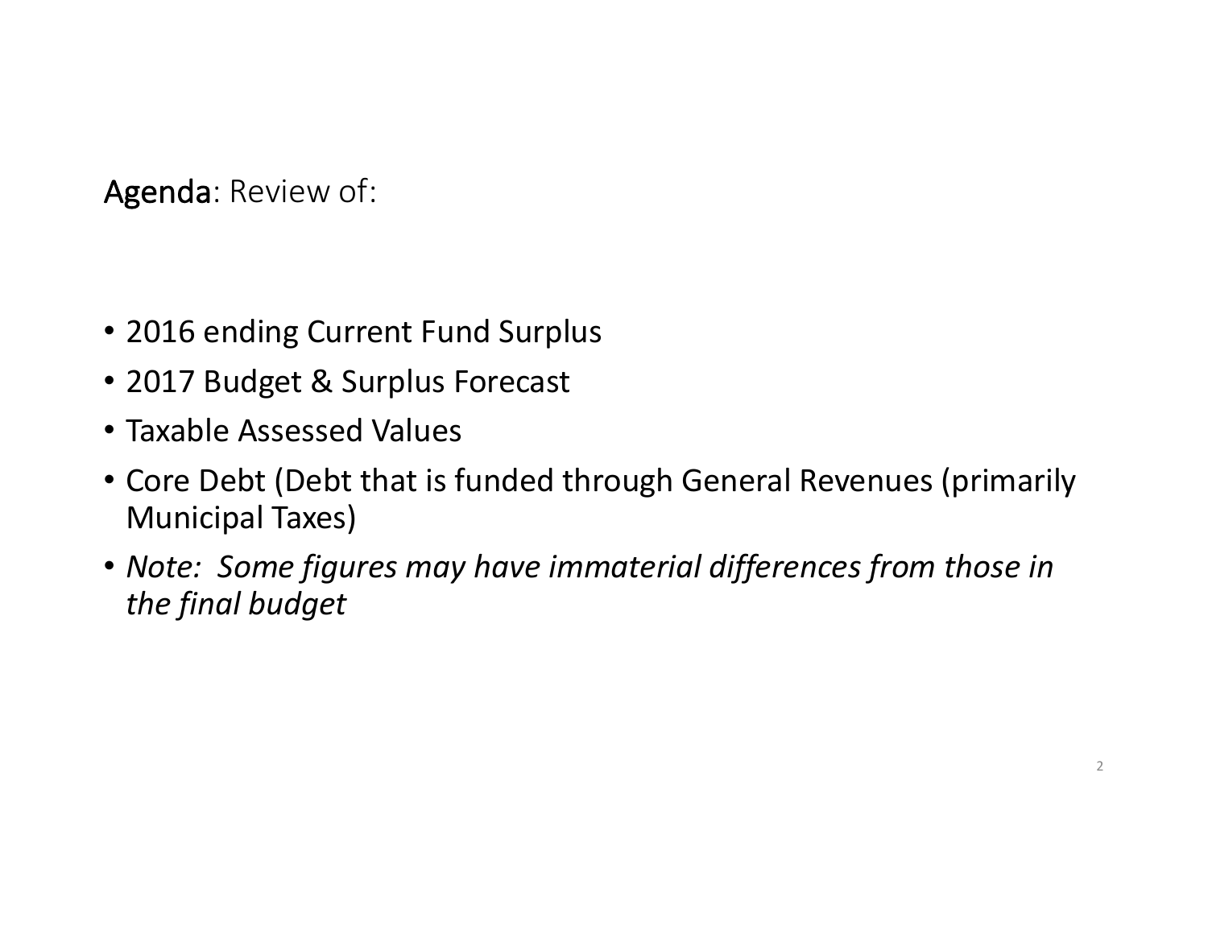**Agenda**: Review of:

- 2016 ending Current Fund Surplus
- 2017 Budget & Surplus Forecast
- Taxable Assessed Values
- Core Debt (Debt that is funded through General Revenues (primarily Municipal Taxes)
- *Note: Some figures may have immaterial differences from those in the final budget*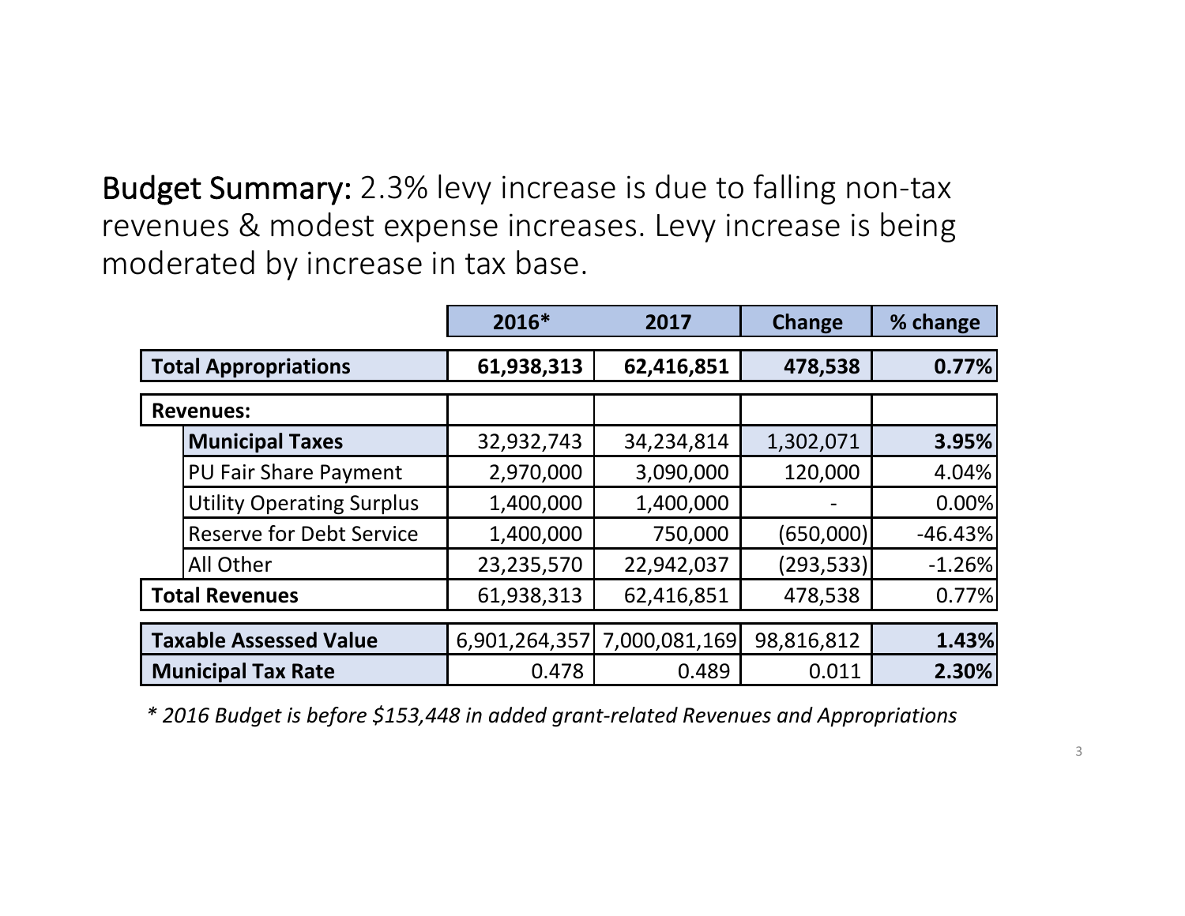**Budget Summary:** 2.3% levy increase is due to falling non-tax revenues & modest expense increases. Levy increase is being moderated by increase in tax base.

| | 2016* | 2017 | Change | % change |
|---|---|---|---|---|
| **Total Appropriations** | **61,938,313** | **62,416,851** | **478,538** | **0.77%** |
| **Revenues:** | | | | |
| **Municipal Taxes** | 32,932,743 | 34,234,814 | 1,302,071 | **3.95%** |
| PU Fair Share Payment | 2,970,000 | 3,090,000 | 120,000 | 4.04% |
| Utility Operating Surplus | 1,400,000 | 1,400,000 | - | 0.00% |
| Reserve for Debt Service | 1,400,000 | 750,000 | (650,000) | -46.43% |
| All Other | 23,235,570 | 22,942,037 | (293,533) | -1.26% |
| **Total Revenues** | 61,938,313 | 62,416,851 | 478,538 | 0.77% |
| **Taxable Assessed Value** | 6,901,264,357 | 7,000,081,169 | 98,816,812 | **1.43%** |
| **Municipal Tax Rate** | 0.478 | 0.489 | 0.011 | **2.30%** |

*\* 2016 Budget is before $153,448 in added grant-related Revenues and Appropriations*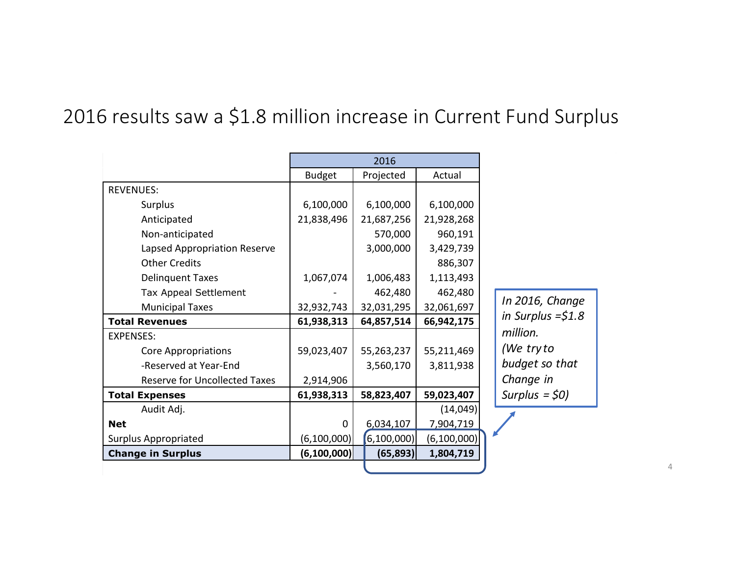# 2016 results saw a $1.8 million increase in Current Fund Surplus

| | 2016 | | |
|---|---|---|---|
| | Budget | Projected | Actual |
| REVENUES: | | | |
| Surplus | 6,100,000 | 6,100,000 | 6,100,000 |
| Anticipated | 21,838,496 | 21,687,256 | 21,928,268 |
| Non-anticipated | | 570,000 | 960,191 |
| Lapsed Appropriation Reserve | | 3,000,000 | 3,429,739 |
| Other Credits | | | 886,307 |
| Delinquent Taxes | 1,067,074 | 1,006,483 | 1,113,493 |
| Tax Appeal Settlement | - | 462,480 | 462,480 |
| Municipal Taxes | 32,932,743 | 32,031,295 | 32,061,697 |
| **Total Revenues** | **61,938,313** | **64,857,514** | **66,942,175** |
| EXPENSES: | | | |
| Core Appropriations | 59,023,407 | 55,263,237 | 55,211,469 |
| -Reserved at Year-End | | 3,560,170 | 3,811,938 |
| Reserve for Uncollected Taxes | 2,914,906 | | |
| **Total Expenses** | **61,938,313** | **58,823,407** | **59,023,407** |
| Audit Adj. | | | (14,049) |
| **Net** | 0 | 6,034,107 | 7,904,719 |
| Surplus Appropriated | (6,100,000) | (6,100,000) | (6,100,000) |
| **Change in Surplus** | **(6,100,000)** | **(65,893)** | **1,804,719** |

*In 2016, Change in Surplus =$1.8 million.*
*(We try to budget so that Change in Surplus = $0)*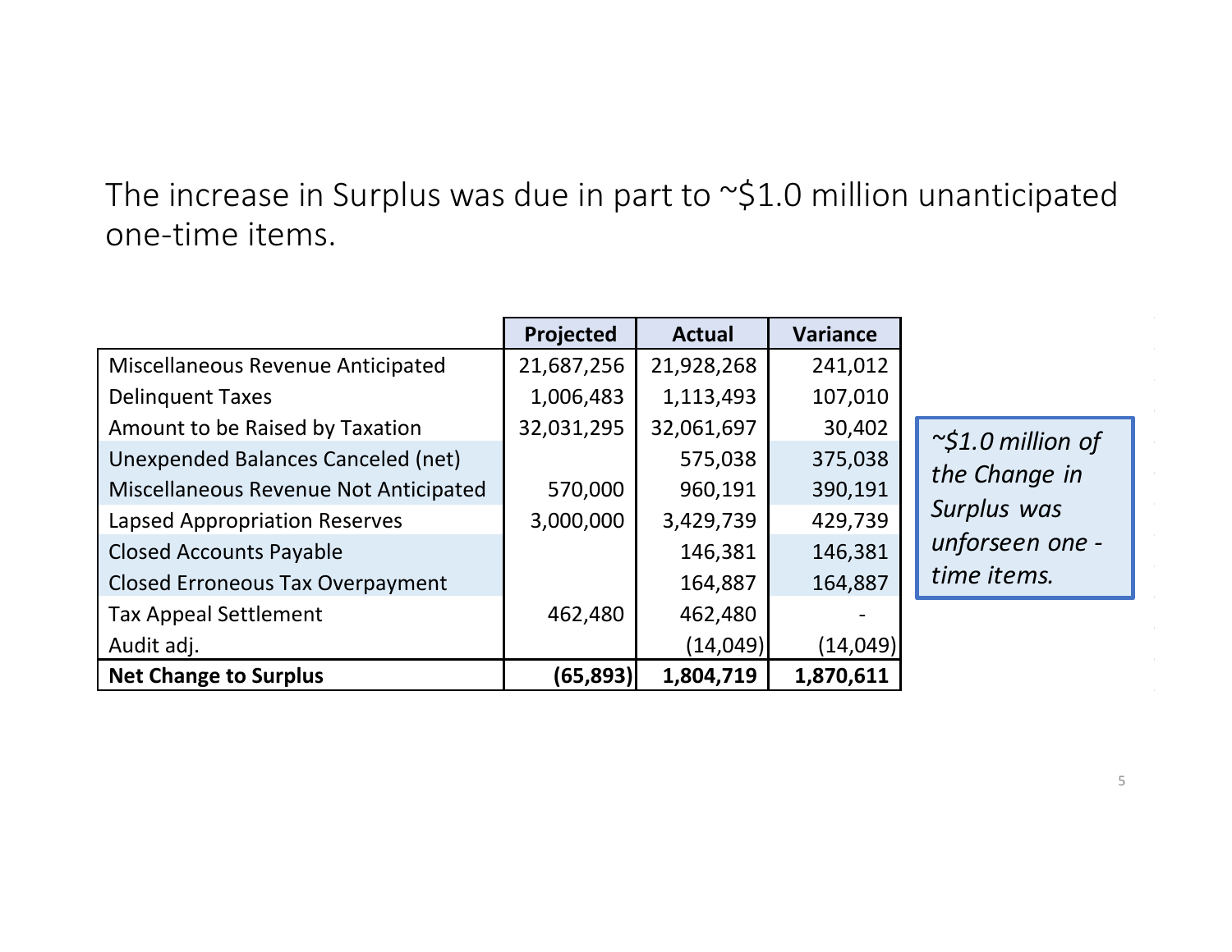The increase in Surplus was due in part to ~$1.0 million unanticipated one-time items.

| | Projected | Actual | Variance |
|---|---|---|---|
| Miscellaneous Revenue Anticipated | 21,687,256 | 21,928,268 | 241,012 |
| Delinquent Taxes | 1,006,483 | 1,113,493 | 107,010 |
| Amount to be Raised by Taxation | 32,031,295 | 32,061,697 | 30,402 |
| Unexpended Balances Canceled (net) | | 575,038 | 375,038 |
| Miscellaneous Revenue Not Anticipated | 570,000 | 960,191 | 390,191 |
| Lapsed Appropriation Reserves | 3,000,000 | 3,429,739 | 429,739 |
| Closed Accounts Payable | | 146,381 | 146,381 |
| Closed Erroneous Tax Overpayment | | 164,887 | 164,887 |
| Tax Appeal Settlement | 462,480 | 462,480 | - |
| Audit adj. | | (14,049) | (14,049) |
| **Net Change to Surplus** | **(65,893)** | **1,804,719** | **1,870,611** |

*~$1.0 million of the Change in Surplus was unforseen one - time items.*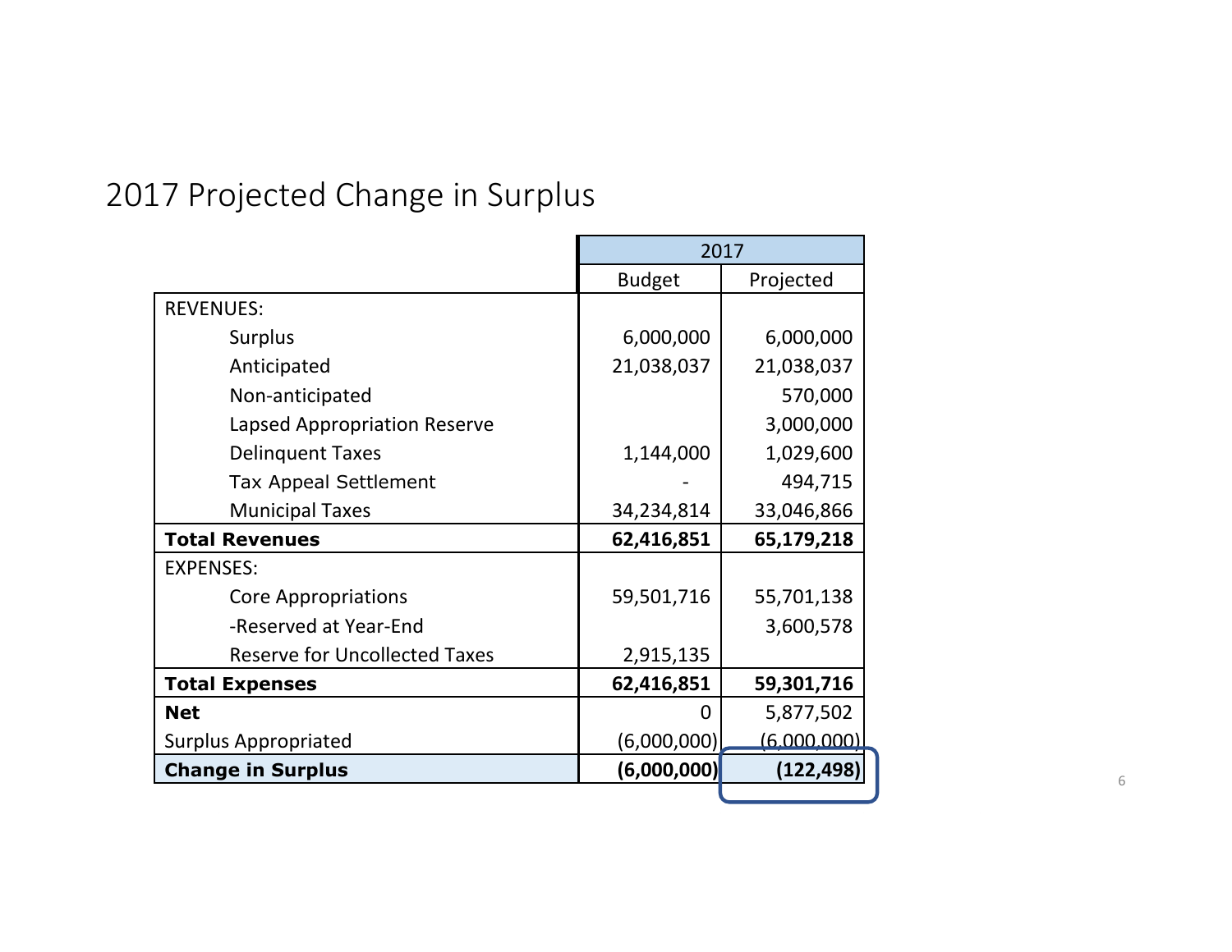# 2017 Projected Change in Surplus

| | 2017 | |
|---|---|---|
| | Budget | Projected |
| REVENUES: | | |
| Surplus | 6,000,000 | 6,000,000 |
| Anticipated | 21,038,037 | 21,038,037 |
| Non-anticipated | | 570,000 |
| Lapsed Appropriation Reserve | | 3,000,000 |
| Delinquent Taxes | 1,144,000 | 1,029,600 |
| Tax Appeal Settlement | - | 494,715 |
| Municipal Taxes | 34,234,814 | 33,046,866 |
| **Total Revenues** | **62,416,851** | **65,179,218** |
| EXPENSES: | | |
| Core Appropriations | 59,501,716 | 55,701,138 |
| -Reserved at Year-End | | 3,600,578 |
| Reserve for Uncollected Taxes | 2,915,135 | |
| **Total Expenses** | **62,416,851** | **59,301,716** |
| **Net** | 0 | 5,877,502 |
| Surplus Appropriated | (6,000,000) | (6,000,000) |
| **Change in Surplus** | **(6,000,000)** | **(122,498)** |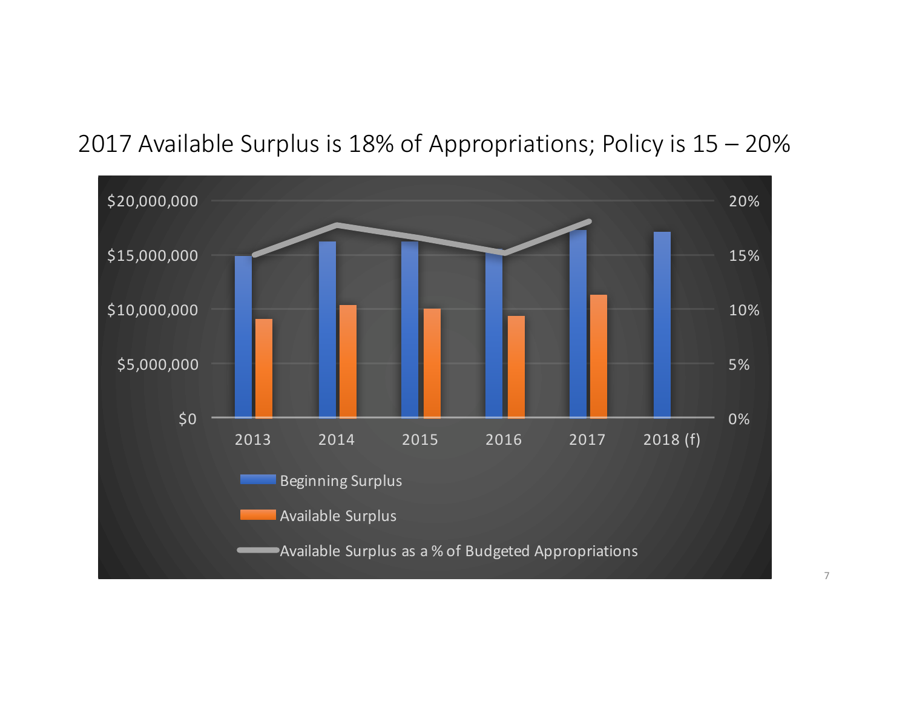# 2017 Available Surplus is 18% of Appropriations; Policy is 15 – 20%

$20,000,000 | $15,000,000 | $10,000,000 | $5,000,000 | $0

20% | 15% | 10% | 5% | 0%

2013 | 2014 | 2015 | 2016 | 2017 | 2018 (f)

- Beginning Surplus
- Available Surplus
- Available Surplus as a % of Budgeted Appropriations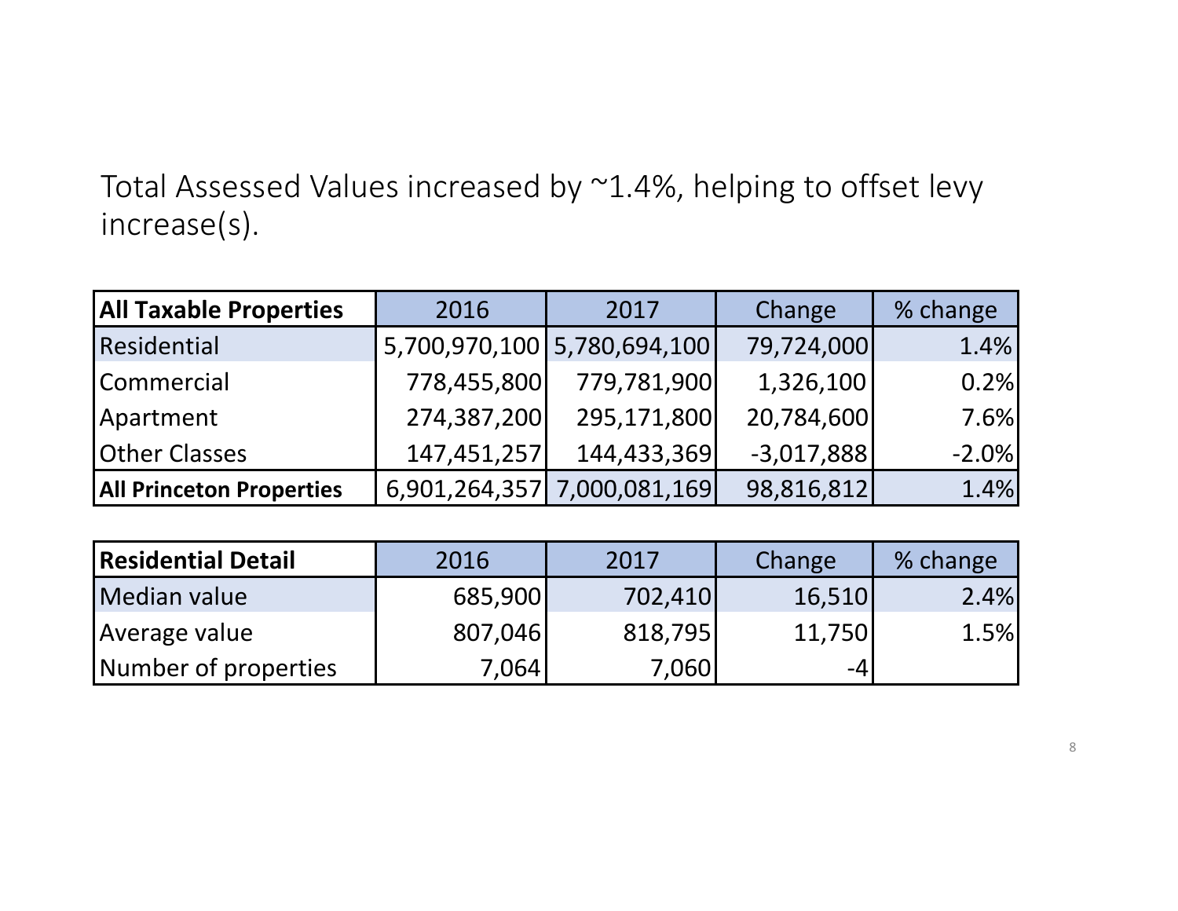Total Assessed Values increased by ~1.4%, helping to offset levy increase(s).

| **All Taxable Properties** | 2016 | 2017 | Change | % change |
|---|---|---|---|---|
| Residential | 5,700,970,100 | 5,780,694,100 | 79,724,000 | 1.4% |
| Commercial | 778,455,800 | 779,781,900 | 1,326,100 | 0.2% |
| Apartment | 274,387,200 | 295,171,800 | 20,784,600 | 7.6% |
| Other Classes | 147,451,257 | 144,433,369 | -3,017,888 | -2.0% |
| **All Princeton Properties** | 6,901,264,357 | 7,000,081,169 | 98,816,812 | 1.4% |

| **Residential Detail** | 2016 | 2017 | Change | % change |
|---|---|---|---|---|
| Median value | 685,900 | 702,410 | 16,510 | 2.4% |
| Average value | 807,046 | 818,795 | 11,750 | 1.5% |
| Number of properties | 7,064 | 7,060 | -4 | |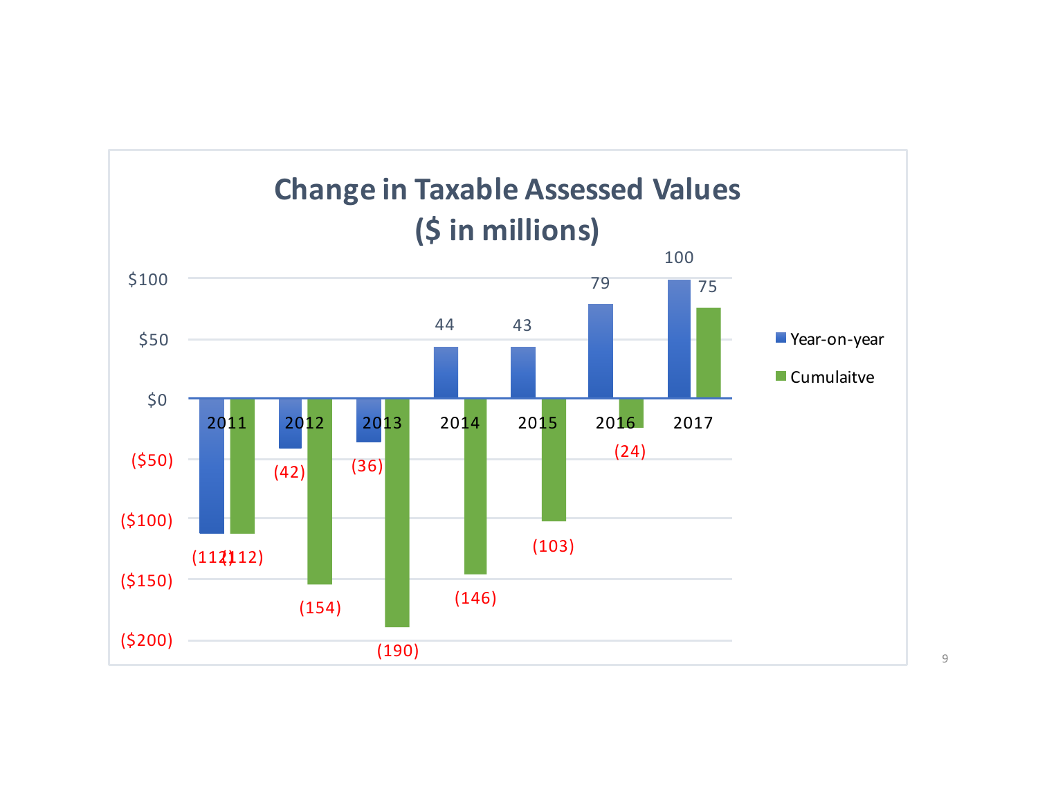## Change in Taxable Assessed Values
## ($ in millions)

| Year | Year-on-year | Cumulaitve |
|---|---|---|
| 2011 | (112) | (112) |
| 2012 | (42) | (154) |
| 2013 | (36) | (190) |
| 2014 | 44 | (146) |
| 2015 | 43 | (103) |
| 2016 | 79 | (24) |
| 2017 | 100 | 75 |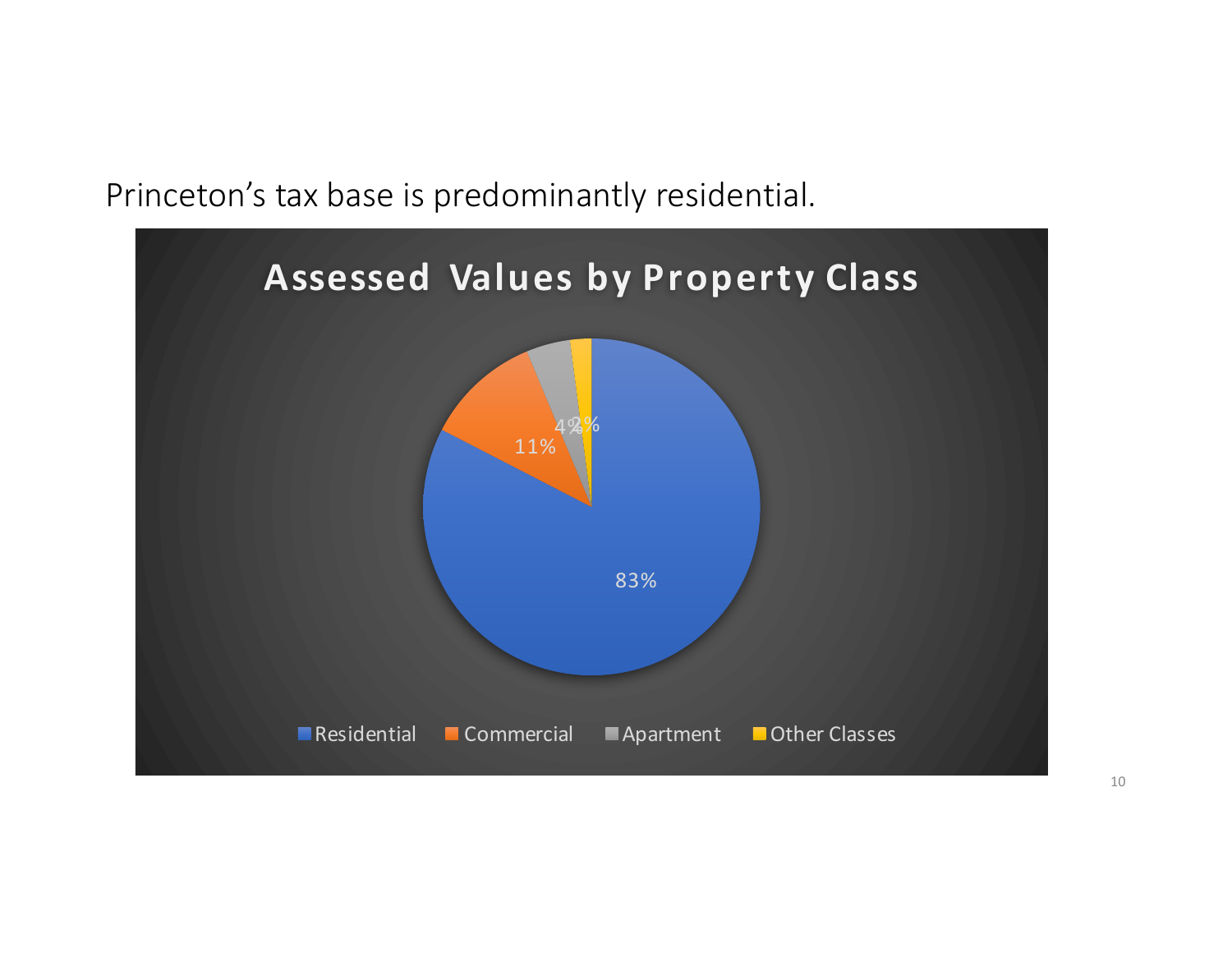Princeton's tax base is predominantly residential.

## Assessed Values by Property Class

| Property Class | Share |
| --- | --- |
| Residential | 83% |
| Commercial | 11% |
| Apartment | 4% |
| Other Classes | 2% |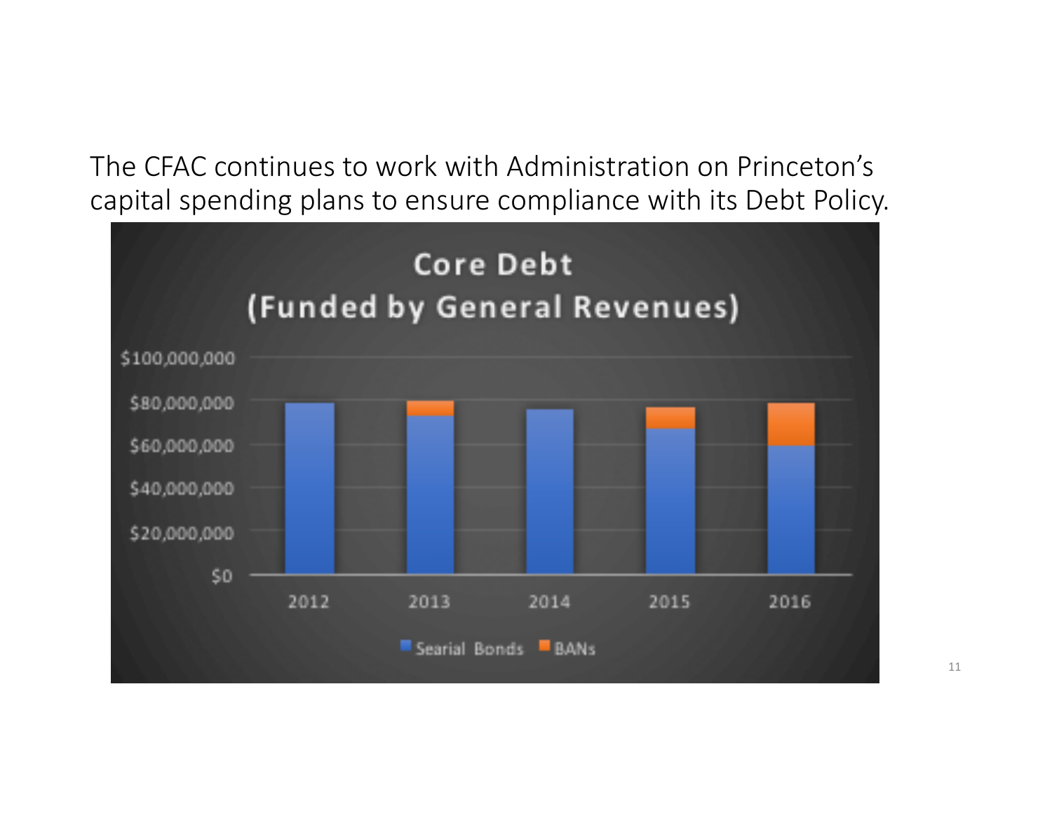The CFAC continues to work with Administration on Princeton's capital spending plans to ensure compliance with its Debt Policy.

Core Debt
(Funded by General Revenues)

$100,000,000
$80,000,000
$60,000,000
$40,000,000
$20,000,000
$0

2012
2013
2014
2015
2016

Searial Bonds
BANs